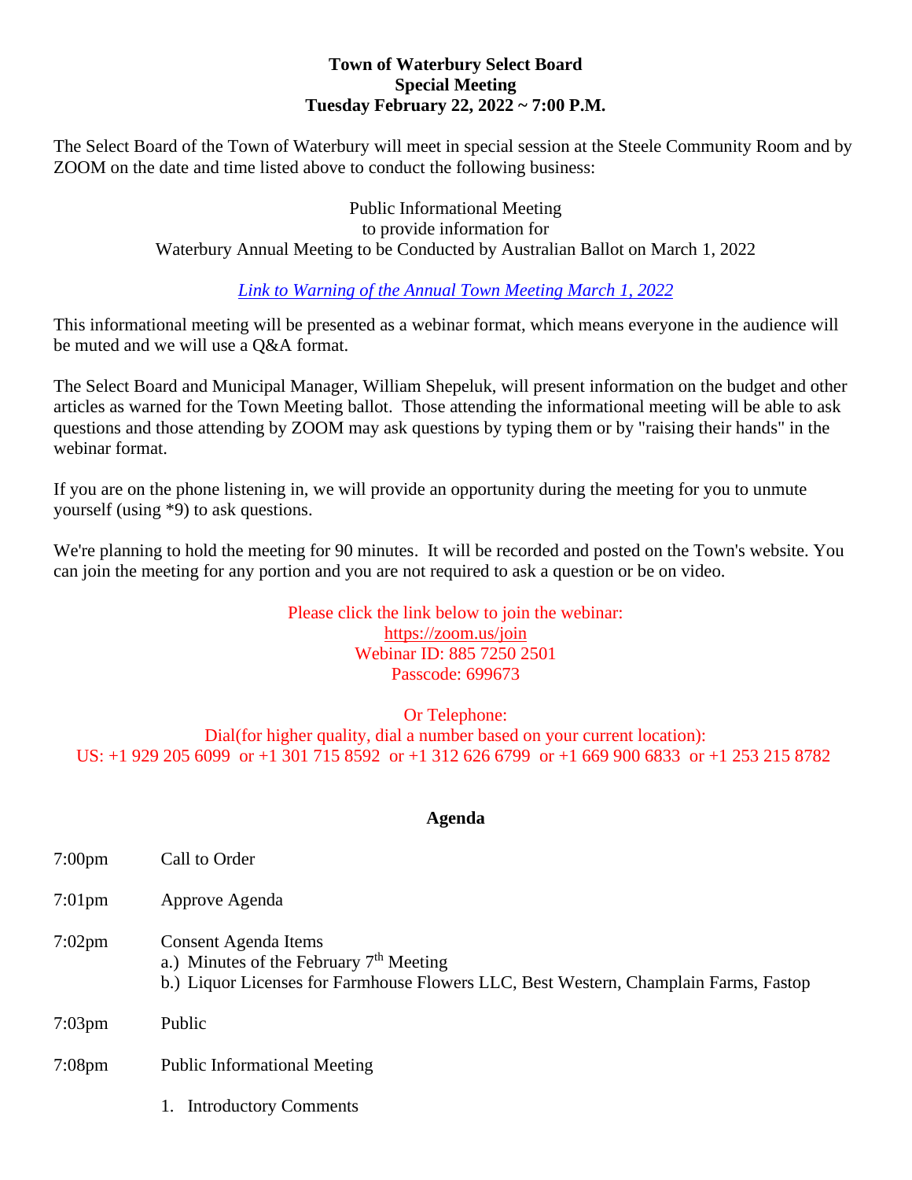**Town of Waterbury Select Board**
**Special Meeting**
**Tuesday February 22, 2022 ~ 7:00 P.M.**

The Select Board of the Town of Waterbury will meet in special session at the Steele Community Room and by ZOOM on the date and time listed above to conduct the following business:

Public Informational Meeting
to provide information for
Waterbury Annual Meeting to be Conducted by Australian Ballot on March 1, 2022

*Link to Warning of the Annual Town Meeting March 1, 2022*

This informational meeting will be presented as a webinar format, which means everyone in the audience will be muted and we will use a Q&A format.

The Select Board and Municipal Manager, William Shepeluk, will present information on the budget and other articles as warned for the Town Meeting ballot. Those attending the informational meeting will be able to ask questions and those attending by ZOOM may ask questions by typing them or by "raising their hands" in the webinar format.

If you are on the phone listening in, we will provide an opportunity during the meeting for you to unmute yourself (using *9) to ask questions.

We're planning to hold the meeting for 90 minutes. It will be recorded and posted on the Town's website. You can join the meeting for any portion and you are not required to ask a question or be on video.

Please click the link below to join the webinar:
https://zoom.us/join
Webinar ID: 885 7250 2501
Passcode: 699673

Or Telephone:
Dial(for higher quality, dial a number based on your current location):
US: +1 929 205 6099 or +1 301 715 8592 or +1 312 626 6799 or +1 669 900 6833 or +1 253 215 8782

**Agenda**

7:00pm Call to Order

7:01pm Approve Agenda

7:02pm Consent Agenda Items
a.) Minutes of the February 7th Meeting
b.) Liquor Licenses for Farmhouse Flowers LLC, Best Western, Champlain Farms, Fastop

7:03pm Public

7:08pm Public Informational Meeting

1. Introductory Comments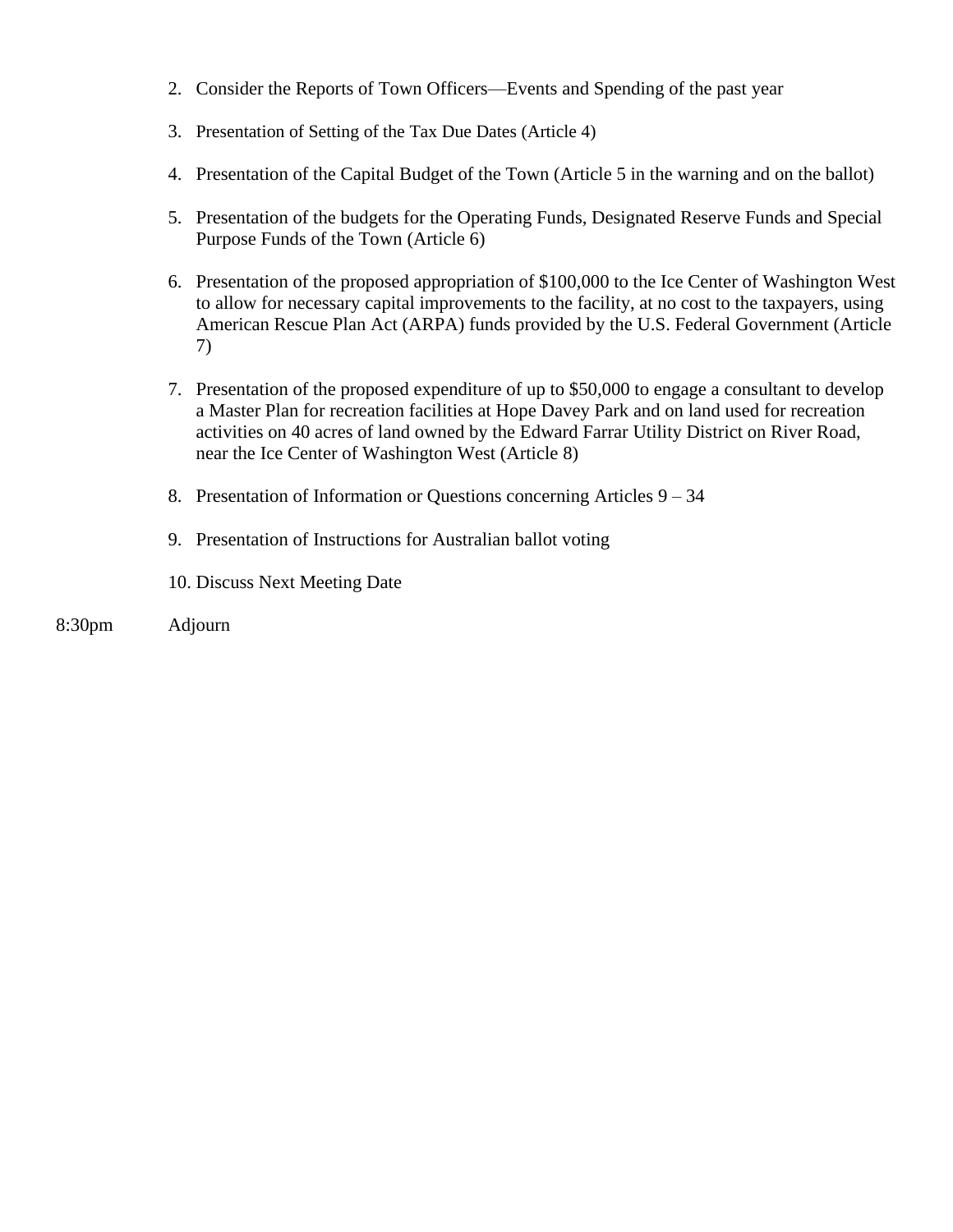2. Consider the Reports of Town Officers—Events and Spending of the past year

3. Presentation of Setting of the Tax Due Dates (Article 4)

4. Presentation of the Capital Budget of the Town (Article 5 in the warning and on the ballot)

5. Presentation of the budgets for the Operating Funds, Designated Reserve Funds and Special Purpose Funds of the Town (Article 6)

6. Presentation of the proposed appropriation of $100,000 to the Ice Center of Washington West to allow for necessary capital improvements to the facility, at no cost to the taxpayers, using American Rescue Plan Act (ARPA) funds provided by the U.S. Federal Government (Article 7)

7. Presentation of the proposed expenditure of up to $50,000 to engage a consultant to develop a Master Plan for recreation facilities at Hope Davey Park and on land used for recreation activities on 40 acres of land owned by the Edward Farrar Utility District on River Road, near the Ice Center of Washington West (Article 8)

8. Presentation of Information or Questions concerning Articles 9 – 34

9. Presentation of Instructions for Australian ballot voting

10. Discuss Next Meeting Date

8:30pm Adjourn